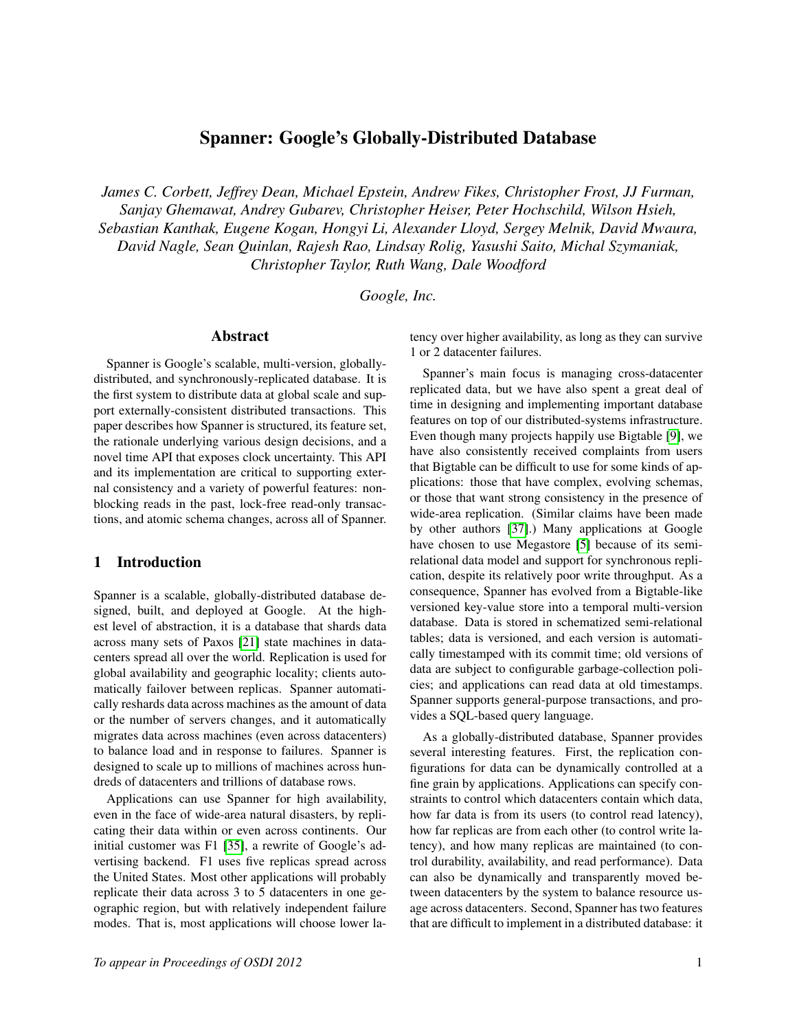# Spanner: Google's Globally-Distributed Database

*James C. Corbett, Jeffrey Dean, Michael Epstein, Andrew Fikes, Christopher Frost, JJ Furman, Sanjay Ghemawat, Andrey Gubarev, Christopher Heiser, Peter Hochschild, Wilson Hsieh, Sebastian Kanthak, Eugene Kogan, Hongyi Li, Alexander Lloyd, Sergey Melnik, David Mwaura, David Nagle, Sean Quinlan, Rajesh Rao, Lindsay Rolig, Yasushi Saito, Michal Szymaniak, Christopher Taylor, Ruth Wang, Dale Woodford*

*Google, Inc.*

## Abstract

Spanner is Google's scalable, multi-version, globally-distributed, and synchronously-replicated database. It is the first system to distribute data at global scale and support externally-consistent distributed transactions. This paper describes how Spanner is structured, its feature set, the rationale underlying various design decisions, and a novel time API that exposes clock uncertainty. This API and its implementation are critical to supporting external consistency and a variety of powerful features: non-blocking reads in the past, lock-free read-only transactions, and atomic schema changes, across all of Spanner.

## 1 Introduction

Spanner is a scalable, globally-distributed database designed, built, and deployed at Google. At the highest level of abstraction, it is a database that shards data across many sets of Paxos [21] state machines in datacenters spread all over the world. Replication is used for global availability and geographic locality; clients automatically failover between replicas. Spanner automatically reshards data across machines as the amount of data or the number of servers changes, and it automatically migrates data across machines (even across datacenters) to balance load and in response to failures. Spanner is designed to scale up to millions of machines across hundreds of datacenters and trillions of database rows.

Applications can use Spanner for high availability, even in the face of wide-area natural disasters, by replicating their data within or even across continents. Our initial customer was F1 [35], a rewrite of Google's advertising backend. F1 uses five replicas spread across the United States. Most other applications will probably replicate their data across 3 to 5 datacenters in one geographic region, but with relatively independent failure modes. That is, most applications will choose lower latency over higher availability, as long as they can survive 1 or 2 datacenter failures.

Spanner's main focus is managing cross-datacenter replicated data, but we have also spent a great deal of time in designing and implementing important database features on top of our distributed-systems infrastructure. Even though many projects happily use Bigtable [9], we have also consistently received complaints from users that Bigtable can be difficult to use for some kinds of applications: those that have complex, evolving schemas, or those that want strong consistency in the presence of wide-area replication. (Similar claims have been made by other authors [37].) Many applications at Google have chosen to use Megastore [5] because of its semi-relational data model and support for synchronous replication, despite its relatively poor write throughput. As a consequence, Spanner has evolved from a Bigtable-like versioned key-value store into a temporal multi-version database. Data is stored in schematized semi-relational tables; data is versioned, and each version is automatically timestamped with its commit time; old versions of data are subject to configurable garbage-collection policies; and applications can read data at old timestamps. Spanner supports general-purpose transactions, and provides a SQL-based query language.

As a globally-distributed database, Spanner provides several interesting features. First, the replication configurations for data can be dynamically controlled at a fine grain by applications. Applications can specify constraints to control which datacenters contain which data, how far data is from its users (to control read latency), how far replicas are from each other (to control write latency), and how many replicas are maintained (to control durability, availability, and read performance). Data can also be dynamically and transparently moved between datacenters by the system to balance resource usage across datacenters. Second, Spanner has two features that are difficult to implement in a distributed database: it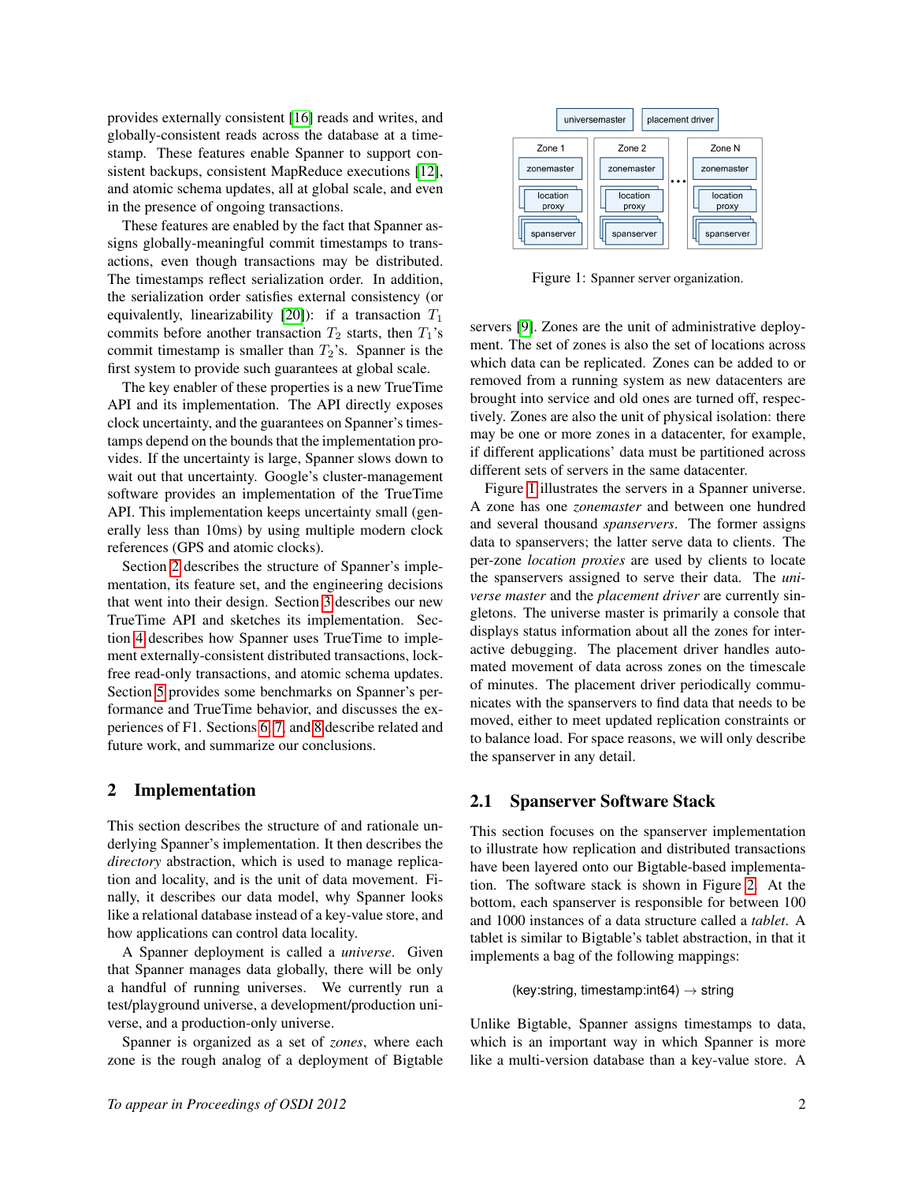provides externally consistent [16] reads and writes, and globally-consistent reads across the database at a timestamp. These features enable Spanner to support consistent backups, consistent MapReduce executions [12], and atomic schema updates, all at global scale, and even in the presence of ongoing transactions.

These features are enabled by the fact that Spanner assigns globally-meaningful commit timestamps to transactions, even though transactions may be distributed. The timestamps reflect serialization order. In addition, the serialization order satisfies external consistency (or equivalently, linearizability [20]): if a transaction $T_1$ commits before another transaction $T_2$ starts, then $T_1$'s commit timestamp is smaller than $T_2$'s. Spanner is the first system to provide such guarantees at global scale.

The key enabler of these properties is a new TrueTime API and its implementation. The API directly exposes clock uncertainty, and the guarantees on Spanner's timestamps depend on the bounds that the implementation provides. If the uncertainty is large, Spanner slows down to wait out that uncertainty. Google's cluster-management software provides an implementation of the TrueTime API. This implementation keeps uncertainty small (generally less than 10ms) by using multiple modern clock references (GPS and atomic clocks).

Section 2 describes the structure of Spanner's implementation, its feature set, and the engineering decisions that went into their design. Section 3 describes our new TrueTime API and sketches its implementation. Section 4 describes how Spanner uses TrueTime to implement externally-consistent distributed transactions, lock-free read-only transactions, and atomic schema updates. Section 5 provides some benchmarks on Spanner's performance and TrueTime behavior, and discusses the experiences of F1. Sections 6, 7, and 8 describe related and future work, and summarize our conclusions.

## 2 Implementation

This section describes the structure of and rationale underlying Spanner's implementation. It then describes the *directory* abstraction, which is used to manage replication and locality, and is the unit of data movement. Finally, it describes our data model, why Spanner looks like a relational database instead of a key-value store, and how applications can control data locality.

A Spanner deployment is called a *universe*. Given that Spanner manages data globally, there will be only a handful of running universes. We currently run a test/playground universe, a development/production universe, and a production-only universe.

Spanner is organized as a set of *zones*, where each zone is the rough analog of a deployment of Bigtable servers [9]. Zones are the unit of administrative deployment. The set of zones is also the set of locations across which data can be replicated. Zones can be added to or removed from a running system as new datacenters are brought into service and old ones are turned off, respectively. Zones are also the unit of physical isolation: there may be one or more zones in a datacenter, for example, if different applications' data must be partitioned across different sets of servers in the same datacenter.

universemaster
placement driver
Zone 1
zonemaster
location proxy
spanserver
Zone 2
zonemaster
location proxy
spanserver
...
Zone N
zonemaster
location proxy
spanserver

Figure 1: Spanner server organization.

Figure 1 illustrates the servers in a Spanner universe. A zone has one *zonemaster* and between one hundred and several thousand *spanservers*. The former assigns data to spanservers; the latter serve data to clients. The per-zone *location proxies* are used by clients to locate the spanservers assigned to serve their data. The *universe master* and the *placement driver* are currently singletons. The universe master is primarily a console that displays status information about all the zones for interactive debugging. The placement driver handles automated movement of data across zones on the timescale of minutes. The placement driver periodically communicates with the spanservers to find data that needs to be moved, either to meet updated replication constraints or to balance load. For space reasons, we will only describe the spanserver in any detail.

### 2.1 Spanserver Software Stack

This section focuses on the spanserver implementation to illustrate how replication and distributed transactions have been layered onto our Bigtable-based implementation. The software stack is shown in Figure 2. At the bottom, each spanserver is responsible for between 100 and 1000 instances of a data structure called a *tablet*. A tablet is similar to Bigtable's tablet abstraction, in that it implements a bag of the following mappings:

$$(\text{key:string}, \text{timestamp:int64}) \rightarrow \text{string}$$

Unlike Bigtable, Spanner assigns timestamps to data, which is an important way in which Spanner is more like a multi-version database than a key-value store. A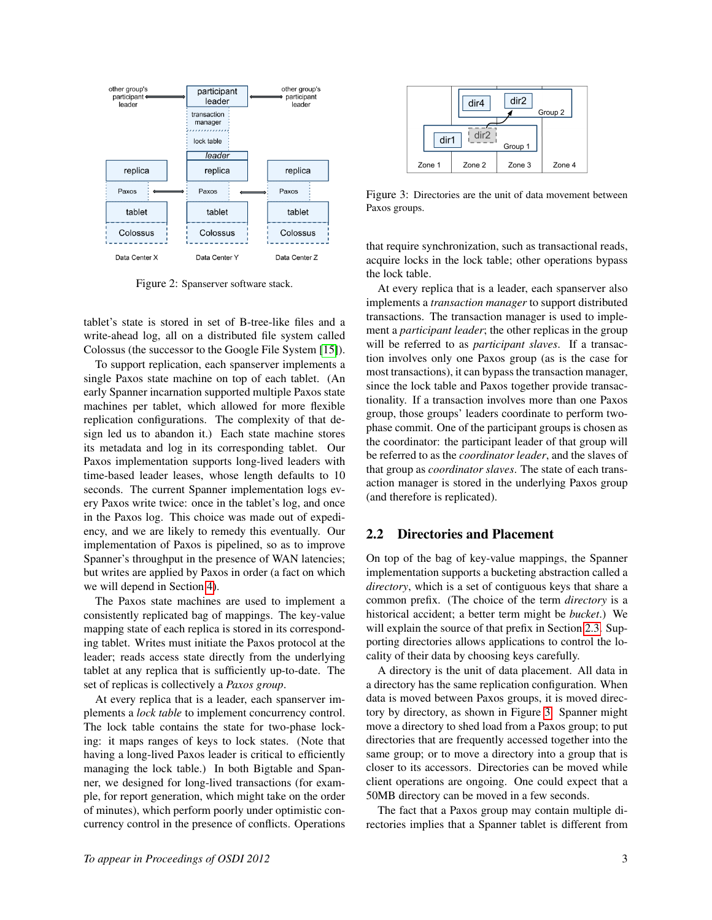other group's participant leader

participant leader

other group's participant leader

transaction manager

lock table

leader

replica

replica

replica

Paxos

Paxos

Paxos

tablet

tablet

tablet

Colossus

Colossus

Colossus

Data Center X

Data Center Y

Data Center Z

Figure 2: Spanserver software stack.

tablet's state is stored in set of B-tree-like files and a write-ahead log, all on a distributed file system called Colossus (the successor to the Google File System [15]).

To support replication, each spanserver implements a single Paxos state machine on top of each tablet. (An early Spanner incarnation supported multiple Paxos state machines per tablet, which allowed for more flexible replication configurations. The complexity of that design led us to abandon it.) Each state machine stores its metadata and log in its corresponding tablet. Our Paxos implementation supports long-lived leaders with time-based leader leases, whose length defaults to 10 seconds. The current Spanner implementation logs every Paxos write twice: once in the tablet's log, and once in the Paxos log. This choice was made out of expediency, and we are likely to remedy this eventually. Our implementation of Paxos is pipelined, so as to improve Spanner's throughput in the presence of WAN latencies; but writes are applied by Paxos in order (a fact on which we will depend in Section 4).

The Paxos state machines are used to implement a consistently replicated bag of mappings. The key-value mapping state of each replica is stored in its corresponding tablet. Writes must initiate the Paxos protocol at the leader; reads access state directly from the underlying tablet at any replica that is sufficiently up-to-date. The set of replicas is collectively a *Paxos group*.

At every replica that is a leader, each spanserver implements a *lock table* to implement concurrency control. The lock table contains the state for two-phase locking: it maps ranges of keys to lock states. (Note that having a long-lived Paxos leader is critical to efficiently managing the lock table.) In both Bigtable and Spanner, we designed for long-lived transactions (for example, for report generation, which might take on the order of minutes), which perform poorly under optimistic concurrency control in the presence of conflicts. Operations

dir4

dir2

Group 2

dir1

dir2

Group 1

Zone 1

Zone 2

Zone 3

Zone 4

Figure 3: Directories are the unit of data movement between Paxos groups.

that require synchronization, such as transactional reads, acquire locks in the lock table; other operations bypass the lock table.

At every replica that is a leader, each spanserver also implements a *transaction manager* to support distributed transactions. The transaction manager is used to implement a *participant leader*; the other replicas in the group will be referred to as *participant slaves*. If a transaction involves only one Paxos group (as is the case for most transactions), it can bypass the transaction manager, since the lock table and Paxos together provide transactionality. If a transaction involves more than one Paxos group, those groups' leaders coordinate to perform two-phase commit. One of the participant groups is chosen as the coordinator: the participant leader of that group will be referred to as the *coordinator leader*, and the slaves of that group as *coordinator slaves*. The state of each transaction manager is stored in the underlying Paxos group (and therefore is replicated).

## 2.2 Directories and Placement

On top of the bag of key-value mappings, the Spanner implementation supports a bucketing abstraction called a *directory*, which is a set of contiguous keys that share a common prefix. (The choice of the term *directory* is a historical accident; a better term might be *bucket*.) We will explain the source of that prefix in Section 2.3. Supporting directories allows applications to control the locality of their data by choosing keys carefully.

A directory is the unit of data placement. All data in a directory has the same replication configuration. When data is moved between Paxos groups, it is moved directory by directory, as shown in Figure 3. Spanner might move a directory to shed load from a Paxos group; to put directories that are frequently accessed together into the same group; or to move a directory into a group that is closer to its accessors. Directories can be moved while client operations are ongoing. One could expect that a 50MB directory can be moved in a few seconds.

The fact that a Paxos group may contain multiple directories implies that a Spanner tablet is different from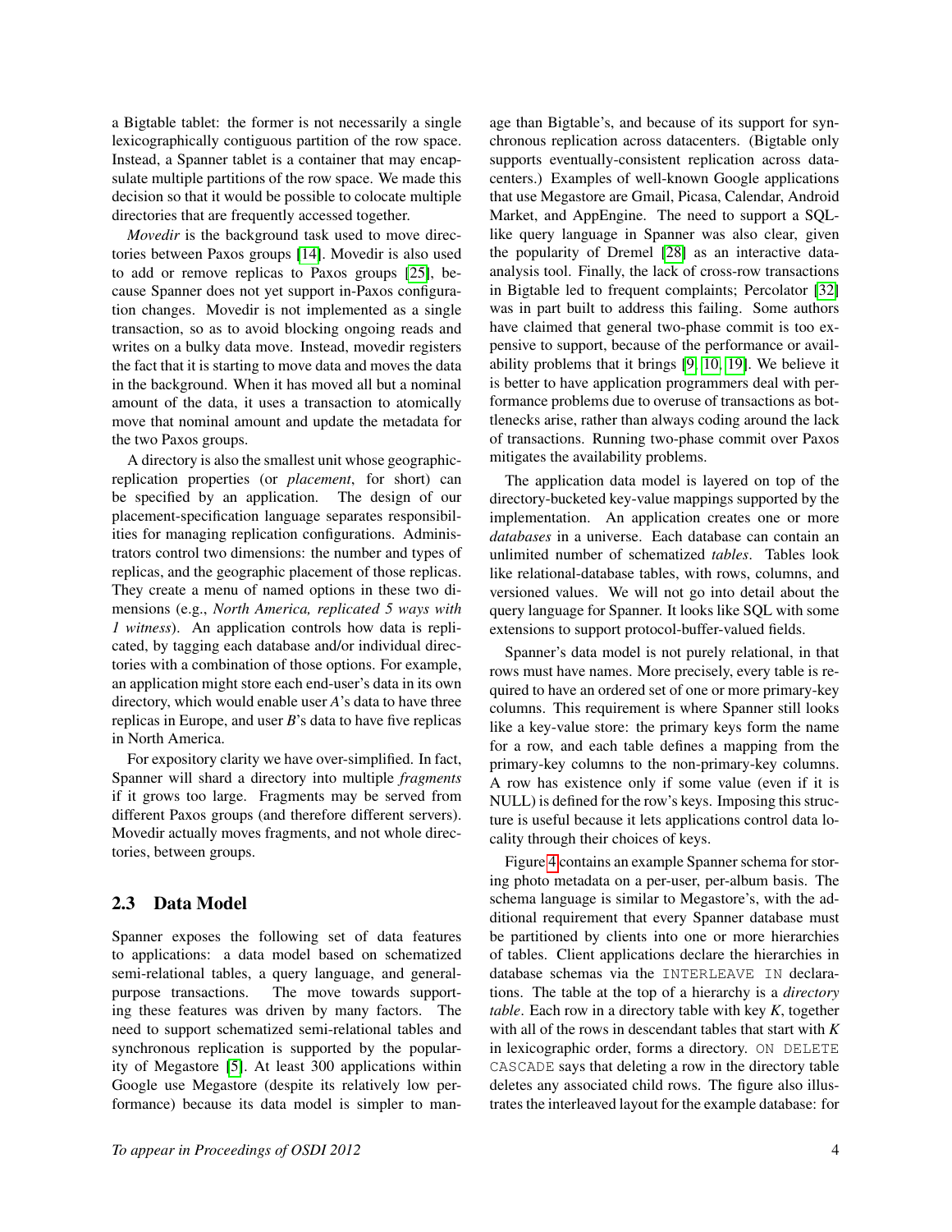a Bigtable tablet: the former is not necessarily a single lexicographically contiguous partition of the row space. Instead, a Spanner tablet is a container that may encapsulate multiple partitions of the row space. We made this decision so that it would be possible to colocate multiple directories that are frequently accessed together.

*Movedir* is the background task used to move directories between Paxos groups [14]. Movedir is also used to add or remove replicas to Paxos groups [25], because Spanner does not yet support in-Paxos configuration changes. Movedir is not implemented as a single transaction, so as to avoid blocking ongoing reads and writes on a bulky data move. Instead, movedir registers the fact that it is starting to move data and moves the data in the background. When it has moved all but a nominal amount of the data, it uses a transaction to atomically move that nominal amount and update the metadata for the two Paxos groups.

A directory is also the smallest unit whose geographic-replication properties (or *placement*, for short) can be specified by an application. The design of our placement-specification language separates responsibilities for managing replication configurations. Administrators control two dimensions: the number and types of replicas, and the geographic placement of those replicas. They create a menu of named options in these two dimensions (e.g., *North America, replicated 5 ways with 1 witness*). An application controls how data is replicated, by tagging each database and/or individual directories with a combination of those options. For example, an application might store each end-user's data in its own directory, which would enable user *A*'s data to have three replicas in Europe, and user *B*'s data to have five replicas in North America.

For expository clarity we have over-simplified. In fact, Spanner will shard a directory into multiple *fragments* if it grows too large. Fragments may be served from different Paxos groups (and therefore different servers). Movedir actually moves fragments, and not whole directories, between groups.

### 2.3 Data Model

Spanner exposes the following set of data features to applications: a data model based on schematized semi-relational tables, a query language, and general-purpose transactions. The move towards supporting these features was driven by many factors. The need to support schematized semi-relational tables and synchronous replication is supported by the popularity of Megastore [5]. At least 300 applications within Google use Megastore (despite its relatively low performance) because its data model is simpler to manage than Bigtable's, and because of its support for synchronous replication across datacenters. (Bigtable only supports eventually-consistent replication across datacenters.) Examples of well-known Google applications that use Megastore are Gmail, Picasa, Calendar, Android Market, and AppEngine. The need to support a SQL-like query language in Spanner was also clear, given the popularity of Dremel [28] as an interactive data-analysis tool. Finally, the lack of cross-row transactions in Bigtable led to frequent complaints; Percolator [32] was in part built to address this failing. Some authors have claimed that general two-phase commit is too expensive to support, because of the performance or availability problems that it brings [9, 10, 19]. We believe it is better to have application programmers deal with performance problems due to overuse of transactions as bottlenecks arise, rather than always coding around the lack of transactions. Running two-phase commit over Paxos mitigates the availability problems.

The application data model is layered on top of the directory-bucketed key-value mappings supported by the implementation. An application creates one or more *databases* in a universe. Each database can contain an unlimited number of schematized *tables*. Tables look like relational-database tables, with rows, columns, and versioned values. We will not go into detail about the query language for Spanner. It looks like SQL with some extensions to support protocol-buffer-valued fields.

Spanner's data model is not purely relational, in that rows must have names. More precisely, every table is required to have an ordered set of one or more primary-key columns. This requirement is where Spanner still looks like a key-value store: the primary keys form the name for a row, and each table defines a mapping from the primary-key columns to the non-primary-key columns. A row has existence only if some value (even if it is NULL) is defined for the row's keys. Imposing this structure is useful because it lets applications control data locality through their choices of keys.

Figure 4 contains an example Spanner schema for storing photo metadata on a per-user, per-album basis. The schema language is similar to Megastore's, with the additional requirement that every Spanner database must be partitioned by clients into one or more hierarchies of tables. Client applications declare the hierarchies in database schemas via the `INTERLEAVE IN` declarations. The table at the top of a hierarchy is a *directory table*. Each row in a directory table with key *K*, together with all of the rows in descendant tables that start with *K* in lexicographic order, forms a directory. `ON DELETE CASCADE` says that deleting a row in the directory table deletes any associated child rows. The figure also illustrates the interleaved layout for the example database: for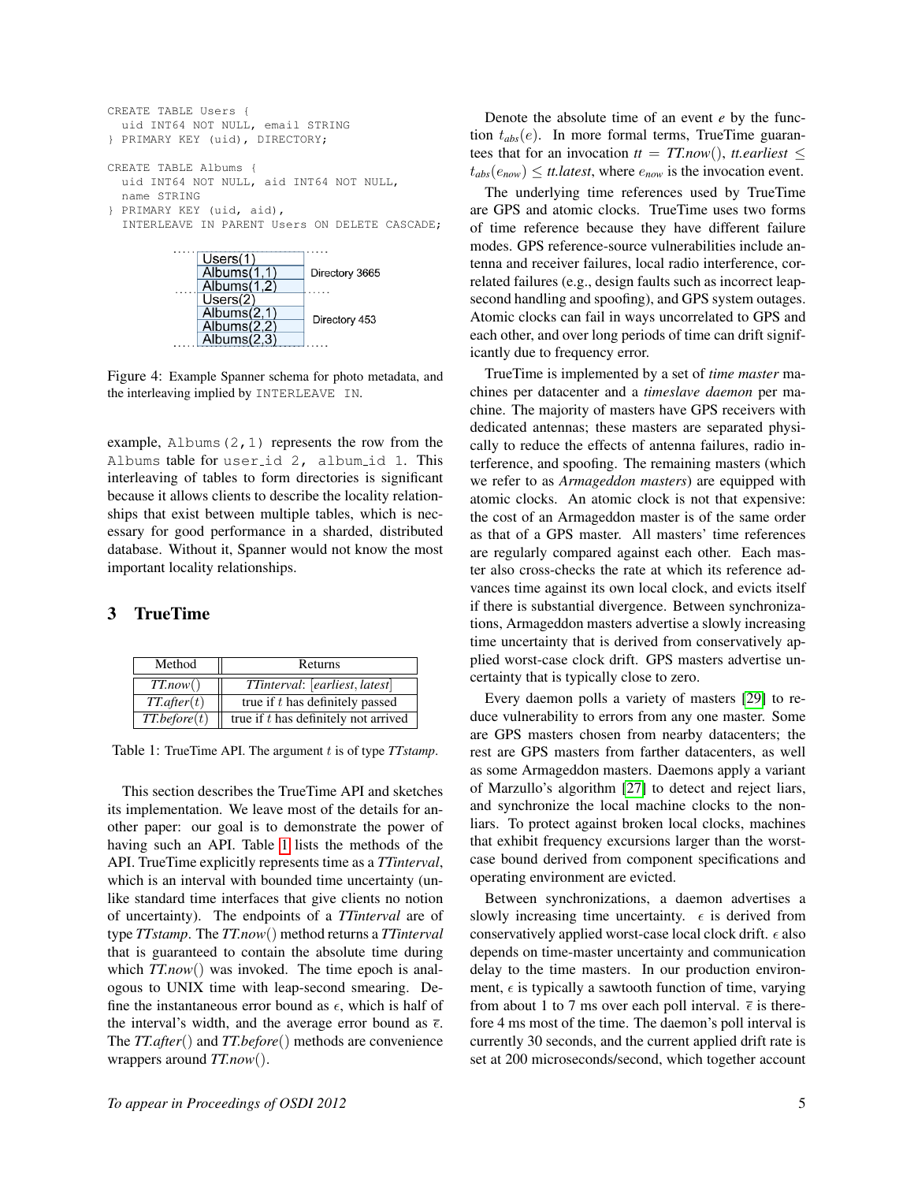```
CREATE TABLE Users {
  uid INT64 NOT NULL, email STRING
} PRIMARY KEY (uid), DIRECTORY;

CREATE TABLE Albums {
  uid INT64 NOT NULL, aid INT64 NOT NULL,
  name STRING
} PRIMARY KEY (uid, aid),
  INTERLEAVE IN PARENT Users ON DELETE CASCADE;
```

| | |
|---|---|
| Users(1) | Directory 3665 |
| Albums(1,1) | |
| Albums(1,2) | |
| Users(2) | Directory 453 |
| Albums(2,1) | |
| Albums(2,2) | |
| Albums(2,3) | |

Figure 4: Example Spanner schema for photo metadata, and the interleaving implied by INTERLEAVE IN.

example, Albums(2,1) represents the row from the Albums table for user_id 2, album_id 1. This interleaving of tables to form directories is significant because it allows clients to describe the locality relationships that exist between multiple tables, which is necessary for good performance in a sharded, distributed database. Without it, Spanner would not know the most important locality relationships.

## 3 TrueTime

| Method | Returns |
|---|---|
| *TT.now*() | *TTinterval*: [*earliest*, *latest*] |
| *TT.after*($t$) | true if $t$ has definitely passed |
| *TT.before*($t$) | true if $t$ has definitely not arrived |

Table 1: TrueTime API. The argument $t$ is of type *TTstamp*.

This section describes the TrueTime API and sketches its implementation. We leave most of the details for another paper: our goal is to demonstrate the power of having such an API. Table 1 lists the methods of the API. TrueTime explicitly represents time as a *TTinterval*, which is an interval with bounded time uncertainty (unlike standard time interfaces that give clients no notion of uncertainty). The endpoints of a *TTinterval* are of type *TTstamp*. The *TT.now*() method returns a *TTinterval* that is guaranteed to contain the absolute time during which *TT.now*() was invoked. The time epoch is analogous to UNIX time with leap-second smearing. Define the instantaneous error bound as $\epsilon$, which is half of the interval's width, and the average error bound as $\bar{\epsilon}$. The *TT.after*() and *TT.before*() methods are convenience wrappers around *TT.now*().

Denote the absolute time of an event $e$ by the function $t_{abs}(e)$. In more formal terms, TrueTime guarantees that for an invocation $tt = TT.now()$, $tt.earliest \leq t_{abs}(e_{now}) \leq tt.latest$, where $e_{now}$ is the invocation event.

The underlying time references used by TrueTime are GPS and atomic clocks. TrueTime uses two forms of time reference because they have different failure modes. GPS reference-source vulnerabilities include antenna and receiver failures, local radio interference, correlated failures (e.g., design faults such as incorrect leap-second handling and spoofing), and GPS system outages. Atomic clocks can fail in ways uncorrelated to GPS and each other, and over long periods of time can drift significantly due to frequency error.

TrueTime is implemented by a set of *time master* machines per datacenter and a *timeslave daemon* per machine. The majority of masters have GPS receivers with dedicated antennas; these masters are separated physically to reduce the effects of antenna failures, radio interference, and spoofing. The remaining masters (which we refer to as *Armageddon masters*) are equipped with atomic clocks. An atomic clock is not that expensive: the cost of an Armageddon master is of the same order as that of a GPS master. All masters' time references are regularly compared against each other. Each master also cross-checks the rate at which its reference advances time against its own local clock, and evicts itself if there is substantial divergence. Between synchronizations, Armageddon masters advertise a slowly increasing time uncertainty that is derived from conservatively applied worst-case clock drift. GPS masters advertise uncertainty that is typically close to zero.

Every daemon polls a variety of masters [29] to reduce vulnerability to errors from any one master. Some are GPS masters chosen from nearby datacenters; the rest are GPS masters from farther datacenters, as well as some Armageddon masters. Daemons apply a variant of Marzullo's algorithm [27] to detect and reject liars, and synchronize the local machine clocks to the nonliars. To protect against broken local clocks, machines that exhibit frequency excursions larger than the worst-case bound derived from component specifications and operating environment are evicted.

Between synchronizations, a daemon advertises a slowly increasing time uncertainty. $\epsilon$ is derived from conservatively applied worst-case local clock drift. $\epsilon$ also depends on time-master uncertainty and communication delay to the time masters. In our production environment, $\epsilon$ is typically a sawtooth function of time, varying from about 1 to 7 ms over each poll interval. $\bar{\epsilon}$ is therefore 4 ms most of the time. The daemon's poll interval is currently 30 seconds, and the current applied drift rate is set at 200 microseconds/second, which together account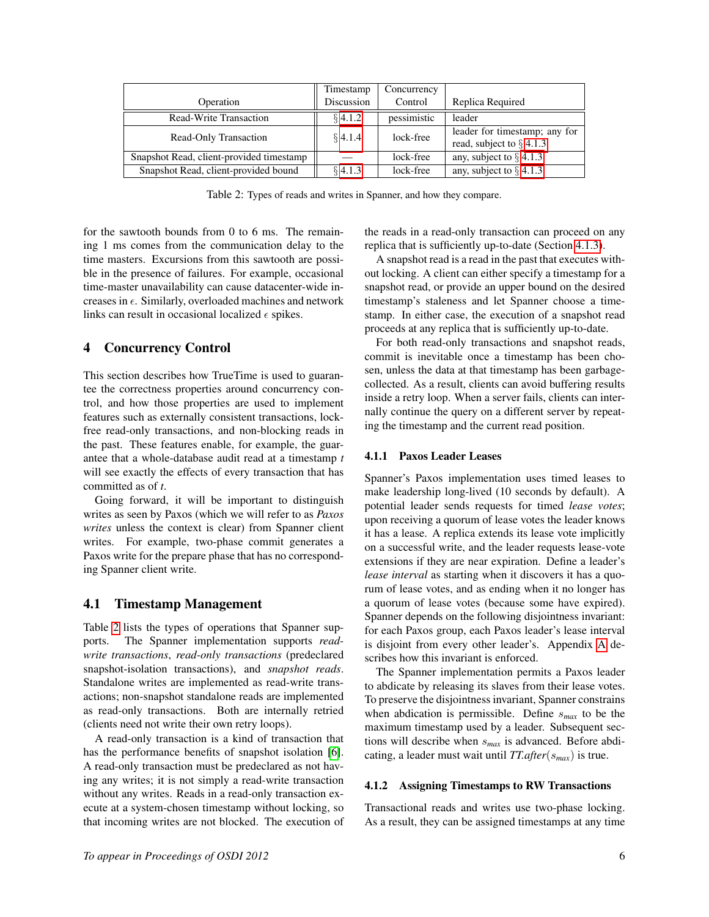| Operation | Timestamp Discussion | Concurrency Control | Replica Required |
| --- | --- | --- | --- |
| Read-Write Transaction | § 4.1.2 | pessimistic | leader |
| Read-Only Transaction | § 4.1.4 | lock-free | leader for timestamp; any for read, subject to § 4.1.3 |
| Snapshot Read, client-provided timestamp | — | lock-free | any, subject to § 4.1.3 |
| Snapshot Read, client-provided bound | § 4.1.3 | lock-free | any, subject to § 4.1.3 |

Table 2: Types of reads and writes in Spanner, and how they compare.

for the sawtooth bounds from 0 to 6 ms. The remaining 1 ms comes from the communication delay to the time masters. Excursions from this sawtooth are possible in the presence of failures. For example, occasional time-master unavailability can cause datacenter-wide increases in $\epsilon$. Similarly, overloaded machines and network links can result in occasional localized $\epsilon$ spikes.

## 4 Concurrency Control

This section describes how TrueTime is used to guarantee the correctness properties around concurrency control, and how those properties are used to implement features such as externally consistent transactions, lock-free read-only transactions, and non-blocking reads in the past. These features enable, for example, the guarantee that a whole-database audit read at a timestamp $t$ will see exactly the effects of every transaction that has committed as of $t$.

Going forward, it will be important to distinguish writes as seen by Paxos (which we will refer to as *Paxos writes* unless the context is clear) from Spanner client writes. For example, two-phase commit generates a Paxos write for the prepare phase that has no corresponding Spanner client write.

### 4.1 Timestamp Management

Table 2 lists the types of operations that Spanner supports. The Spanner implementation supports *read-write transactions*, *read-only transactions* (predeclared snapshot-isolation transactions), and *snapshot reads*. Standalone writes are implemented as read-write transactions; non-snapshot standalone reads are implemented as read-only transactions. Both are internally retried (clients need not write their own retry loops).

A read-only transaction is a kind of transaction that has the performance benefits of snapshot isolation [6]. A read-only transaction must be predeclared as not having any writes; it is not simply a read-write transaction without any writes. Reads in a read-only transaction execute at a system-chosen timestamp without locking, so that incoming writes are not blocked. The execution of the reads in a read-only transaction can proceed on any replica that is sufficiently up-to-date (Section 4.1.3).

A snapshot read is a read in the past that executes without locking. A client can either specify a timestamp for a snapshot read, or provide an upper bound on the desired timestamp's staleness and let Spanner choose a timestamp. In either case, the execution of a snapshot read proceeds at any replica that is sufficiently up-to-date.

For both read-only transactions and snapshot reads, commit is inevitable once a timestamp has been chosen, unless the data at that timestamp has been garbage-collected. As a result, clients can avoid buffering results inside a retry loop. When a server fails, clients can internally continue the query on a different server by repeating the timestamp and the current read position.

#### 4.1.1 Paxos Leader Leases

Spanner's Paxos implementation uses timed leases to make leadership long-lived (10 seconds by default). A potential leader sends requests for timed *lease votes*; upon receiving a quorum of lease votes the leader knows it has a lease. A replica extends its lease vote implicitly on a successful write, and the leader requests lease-vote extensions if they are near expiration. Define a leader's *lease interval* as starting when it discovers it has a quorum of lease votes, and as ending when it no longer has a quorum of lease votes (because some have expired). Spanner depends on the following disjointness invariant: for each Paxos group, each Paxos leader's lease interval is disjoint from every other leader's. Appendix A describes how this invariant is enforced.

The Spanner implementation permits a Paxos leader to abdicate by releasing its slaves from their lease votes. To preserve the disjointness invariant, Spanner constrains when abdication is permissible. Define $s_{max}$ to be the maximum timestamp used by a leader. Subsequent sections will describe when $s_{max}$ is advanced. Before abdicating, a leader must wait until $TT.after(s_{max})$ is true.

#### 4.1.2 Assigning Timestamps to RW Transactions

Transactional reads and writes use two-phase locking. As a result, they can be assigned timestamps at any time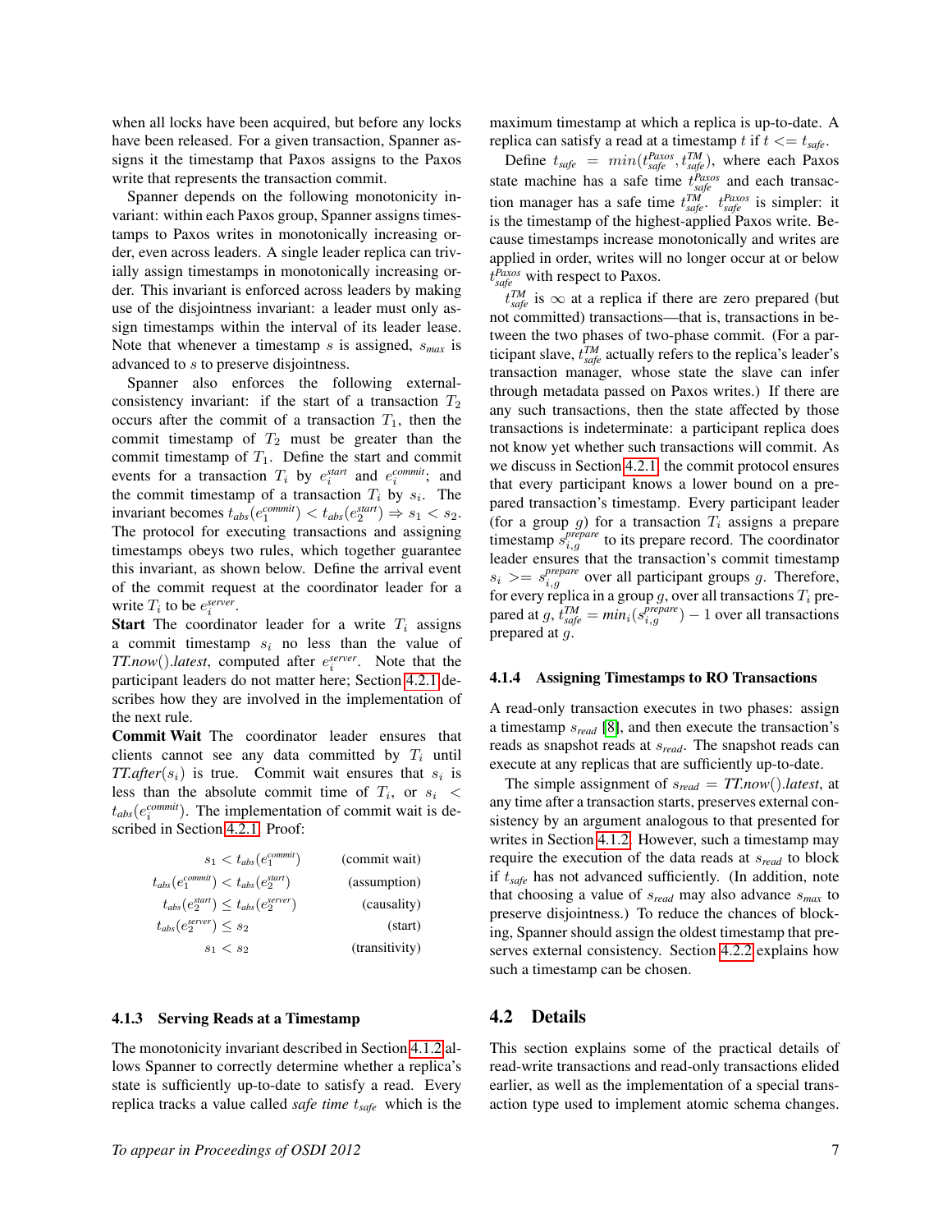when all locks have been acquired, but before any locks have been released. For a given transaction, Spanner assigns it the timestamp that Paxos assigns to the Paxos write that represents the transaction commit.

Spanner depends on the following monotonicity invariant: within each Paxos group, Spanner assigns timestamps to Paxos writes in monotonically increasing order, even across leaders. A single leader replica can trivially assign timestamps in monotonically increasing order. This invariant is enforced across leaders by making use of the disjointness invariant: a leader must only assign timestamps within the interval of its leader lease. Note that whenever a timestamp $s$ is assigned, $s_{max}$ is advanced to $s$ to preserve disjointness.

Spanner also enforces the following external-consistency invariant: if the start of a transaction $T_2$ occurs after the commit of a transaction $T_1$, then the commit timestamp of $T_2$ must be greater than the commit timestamp of $T_1$. Define the start and commit events for a transaction $T_i$ by $e_i^{start}$ and $e_i^{commit}$; and the commit timestamp of a transaction $T_i$ by $s_i$. The invariant becomes $t_{abs}(e_1^{commit}) < t_{abs}(e_2^{start}) \Rightarrow s_1 < s_2$. The protocol for executing transactions and assigning timestamps obeys two rules, which together guarantee this invariant, as shown below. Define the arrival event of the commit request at the coordinator leader for a write $T_i$ to be $e_i^{server}$.

**Start** The coordinator leader for a write $T_i$ assigns a commit timestamp $s_i$ no less than the value of *TT.now().latest*, computed after $e_i^{server}$. Note that the participant leaders do not matter here; Section 4.2.1 describes how they are involved in the implementation of the next rule.

**Commit Wait** The coordinator leader ensures that clients cannot see any data committed by $T_i$ until *TT.after*($s_i$) is true. Commit wait ensures that $s_i$ is less than the absolute commit time of $T_i$, or $s_i < t_{abs}(e_i^{commit})$. The implementation of commit wait is described in Section 4.2.1. Proof:

$$
\begin{aligned}
s_1 &< t_{abs}(e_1^{commit}) && \text{(commit wait)} \\
t_{abs}(e_1^{commit}) &< t_{abs}(e_2^{start}) && \text{(assumption)} \\
t_{abs}(e_2^{start}) &\leq t_{abs}(e_2^{server}) && \text{(causality)} \\
t_{abs}(e_2^{server}) &\leq s_2 && \text{(start)} \\
s_1 &< s_2 && \text{(transitivity)}
\end{aligned}
$$

#### 4.1.3 Serving Reads at a Timestamp

The monotonicity invariant described in Section 4.1.2 allows Spanner to correctly determine whether a replica's state is sufficiently up-to-date to satisfy a read. Every replica tracks a value called *safe time* $t_{safe}$ which is the maximum timestamp at which a replica is up-to-date. A replica can satisfy a read at a timestamp $t$ if $t <= t_{safe}$.

Define $t_{safe} = min(t_{safe}^{Paxos}, t_{safe}^{TM})$, where each Paxos state machine has a safe time $t_{safe}^{Paxos}$ and each transaction manager has a safe time $t_{safe}^{TM}$. $t_{safe}^{Paxos}$ is simpler: it is the timestamp of the highest-applied Paxos write. Because timestamps increase monotonically and writes are applied in order, writes will no longer occur at or below $t_{safe}^{Paxos}$ with respect to Paxos.

$t_{safe}^{TM}$ is $\infty$ at a replica if there are zero prepared (but not committed) transactions—that is, transactions in between the two phases of two-phase commit. (For a participant slave, $t_{safe}^{TM}$ actually refers to the replica's leader's transaction manager, whose state the slave can infer through metadata passed on Paxos writes.) If there are any such transactions, then the state affected by those transactions is indeterminate: a participant replica does not know yet whether such transactions will commit. As we discuss in Section 4.2.1, the commit protocol ensures that every participant knows a lower bound on a prepared transaction's timestamp. Every participant leader (for a group $g$) for a transaction $T_i$ assigns a prepare timestamp $s_{i,g}^{prepare}$ to its prepare record. The coordinator leader ensures that the transaction's commit timestamp $s_i >= s_{i,g}^{prepare}$ over all participant groups $g$. Therefore, for every replica in a group $g$, over all transactions $T_i$ prepared at $g$, $t_{safe}^{TM} = min_i(s_{i,g}^{prepare}) - 1$ over all transactions prepared at $g$.

#### 4.1.4 Assigning Timestamps to RO Transactions

A read-only transaction executes in two phases: assign a timestamp $s_{read}$ [8], and then execute the transaction's reads as snapshot reads at $s_{read}$. The snapshot reads can execute at any replicas that are sufficiently up-to-date.

The simple assignment of $s_{read}$ = *TT.now().latest*, at any time after a transaction starts, preserves external consistency by an argument analogous to that presented for writes in Section 4.1.2. However, such a timestamp may require the execution of the data reads at $s_{read}$ to block if $t_{safe}$ has not advanced sufficiently. (In addition, note that choosing a value of $s_{read}$ may also advance $s_{max}$ to preserve disjointness.) To reduce the chances of blocking, Spanner should assign the oldest timestamp that preserves external consistency. Section 4.2.2 explains how such a timestamp can be chosen.

### 4.2 Details

This section explains some of the practical details of read-write transactions and read-only transactions elided earlier, as well as the implementation of a special transaction type used to implement atomic schema changes.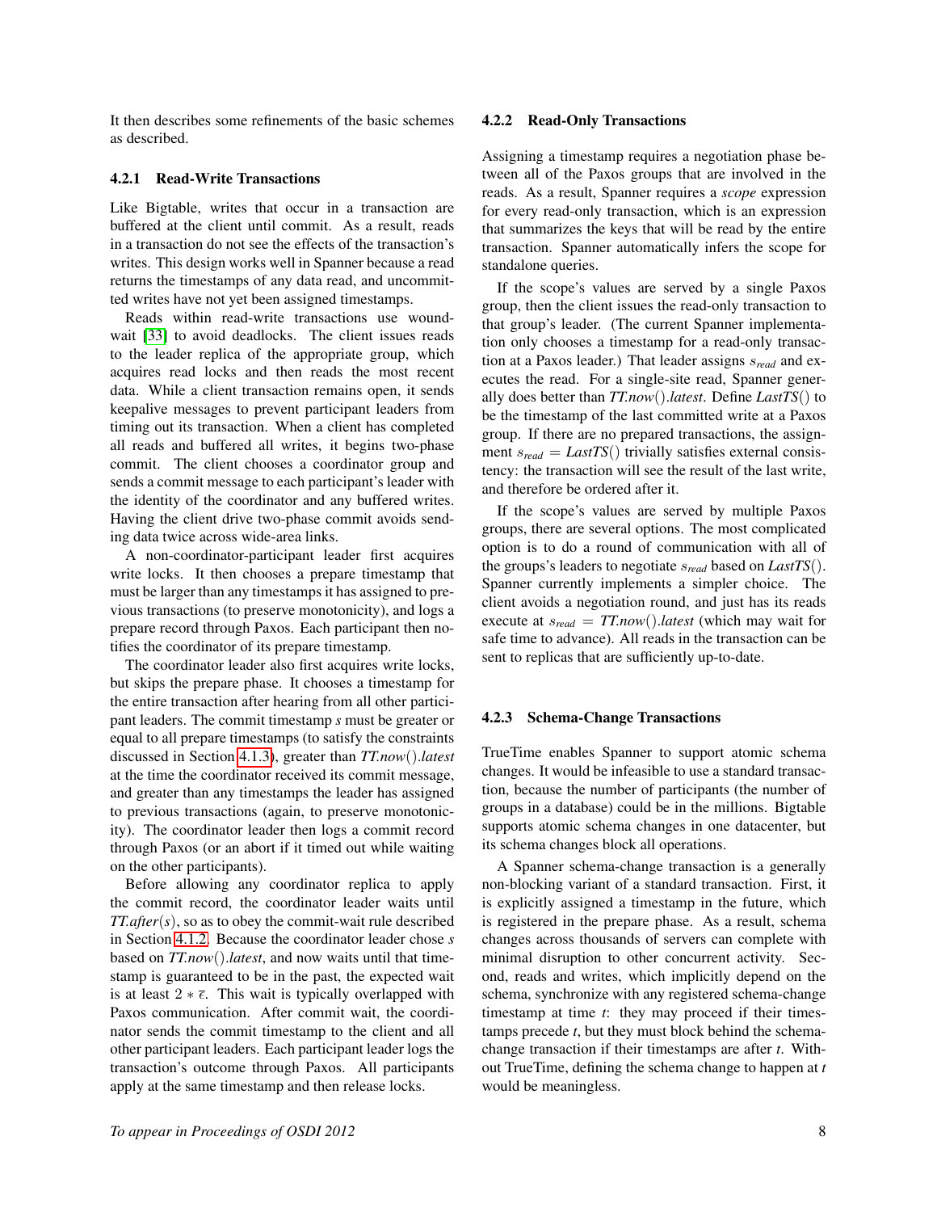It then describes some refinements of the basic schemes as described.

#### 4.2.1 Read-Write Transactions

Like Bigtable, writes that occur in a transaction are buffered at the client until commit. As a result, reads in a transaction do not see the effects of the transaction's writes. This design works well in Spanner because a read returns the timestamps of any data read, and uncommitted writes have not yet been assigned timestamps.

Reads within read-write transactions use wound-wait [33] to avoid deadlocks. The client issues reads to the leader replica of the appropriate group, which acquires read locks and then reads the most recent data. While a client transaction remains open, it sends keepalive messages to prevent participant leaders from timing out its transaction. When a client has completed all reads and buffered all writes, it begins two-phase commit. The client chooses a coordinator group and sends a commit message to each participant's leader with the identity of the coordinator and any buffered writes. Having the client drive two-phase commit avoids sending data twice across wide-area links.

A non-coordinator-participant leader first acquires write locks. It then chooses a prepare timestamp that must be larger than any timestamps it has assigned to previous transactions (to preserve monotonicity), and logs a prepare record through Paxos. Each participant then notifies the coordinator of its prepare timestamp.

The coordinator leader also first acquires write locks, but skips the prepare phase. It chooses a timestamp for the entire transaction after hearing from all other participant leaders. The commit timestamp $s$ must be greater or equal to all prepare timestamps (to satisfy the constraints discussed in Section 4.1.3), greater than $TT.now().latest$ at the time the coordinator received its commit message, and greater than any timestamps the leader has assigned to previous transactions (again, to preserve monotonicity). The coordinator leader then logs a commit record through Paxos (or an abort if it timed out while waiting on the other participants).

Before allowing any coordinator replica to apply the commit record, the coordinator leader waits until $TT.after(s)$, so as to obey the commit-wait rule described in Section 4.1.2. Because the coordinator leader chose $s$ based on $TT.now().latest$, and now waits until that timestamp is guaranteed to be in the past, the expected wait is at least $2 * \bar{\epsilon}$. This wait is typically overlapped with Paxos communication. After commit wait, the coordinator sends the commit timestamp to the client and all other participant leaders. Each participant leader logs the transaction's outcome through Paxos. All participants apply at the same timestamp and then release locks.

#### 4.2.2 Read-Only Transactions

Assigning a timestamp requires a negotiation phase between all of the Paxos groups that are involved in the reads. As a result, Spanner requires a *scope* expression for every read-only transaction, which is an expression that summarizes the keys that will be read by the entire transaction. Spanner automatically infers the scope for standalone queries.

If the scope's values are served by a single Paxos group, then the client issues the read-only transaction to that group's leader. (The current Spanner implementation only chooses a timestamp for a read-only transaction at a Paxos leader.) That leader assigns $s_{read}$ and executes the read. For a single-site read, Spanner generally does better than $TT.now().latest$. Define $LastTS()$ to be the timestamp of the last committed write at a Paxos group. If there are no prepared transactions, the assignment $s_{read} = LastTS()$ trivially satisfies external consistency: the transaction will see the result of the last write, and therefore be ordered after it.

If the scope's values are served by multiple Paxos groups, there are several options. The most complicated option is to do a round of communication with all of the groups's leaders to negotiate $s_{read}$ based on $LastTS()$. Spanner currently implements a simpler choice. The client avoids a negotiation round, and just has its reads execute at $s_{read} = TT.now().latest$ (which may wait for safe time to advance). All reads in the transaction can be sent to replicas that are sufficiently up-to-date.

#### 4.2.3 Schema-Change Transactions

TrueTime enables Spanner to support atomic schema changes. It would be infeasible to use a standard transaction, because the number of participants (the number of groups in a database) could be in the millions. Bigtable supports atomic schema changes in one datacenter, but its schema changes block all operations.

A Spanner schema-change transaction is a generally non-blocking variant of a standard transaction. First, it is explicitly assigned a timestamp in the future, which is registered in the prepare phase. As a result, schema changes across thousands of servers can complete with minimal disruption to other concurrent activity. Second, reads and writes, which implicitly depend on the schema, synchronize with any registered schema-change timestamp at time $t$: they may proceed if their timestamps precede $t$, but they must block behind the schema-change transaction if their timestamps are after $t$. Without TrueTime, defining the schema change to happen at $t$ would be meaningless.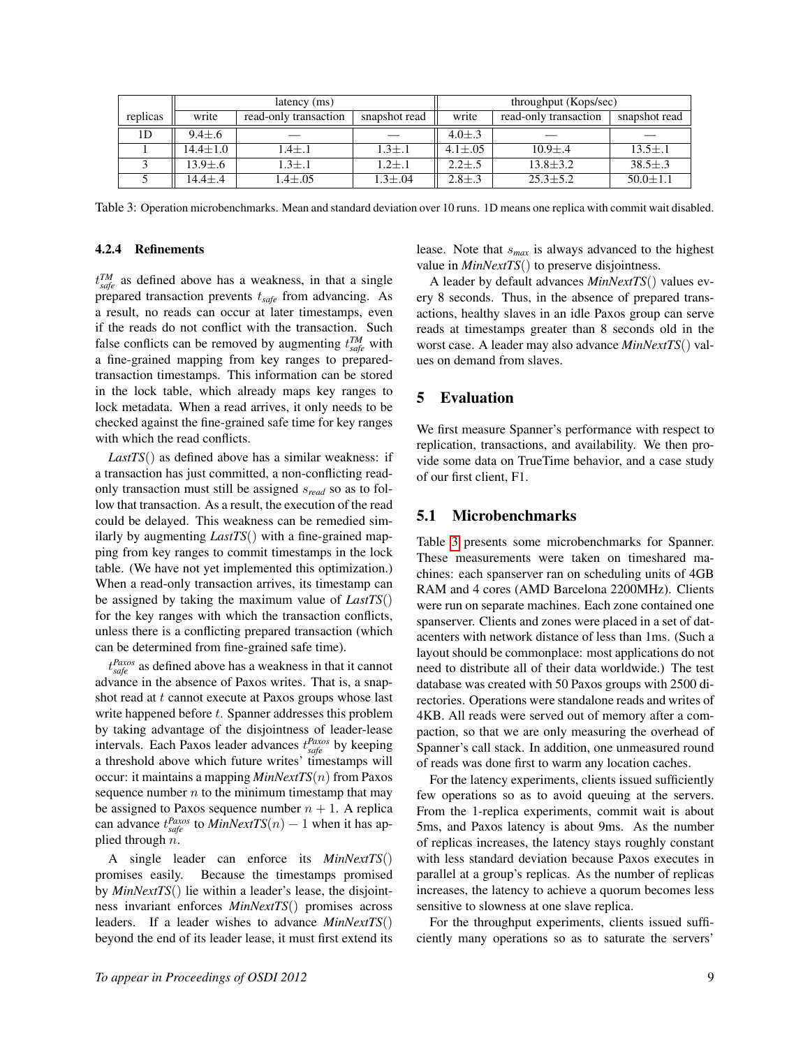| replicas | latency (ms) | | | throughput (Kops/sec) | | |
|---|---|---|---|---|---|---|
| | write | read-only transaction | snapshot read | write | read-only transaction | snapshot read |
| 1D | 9.4±.6 | — | — | 4.0±.3 | — | — |
| 1 | 14.4±1.0 | 1.4±.1 | 1.3±.1 | 4.1±.05 | 10.9±.4 | 13.5±.1 |
| 3 | 13.9±.6 | 1.3±.1 | 1.2±.1 | 2.2±.5 | 13.8±3.2 | 38.5±.3 |
| 5 | 14.4±.4 | 1.4±.05 | 1.3±.04 | 2.8±.3 | 25.3±5.2 | 50.0±1.1 |

Table 3: Operation microbenchmarks. Mean and standard deviation over 10 runs. 1D means one replica with commit wait disabled.

#### 4.2.4 Refinements

$t^{TM}_{safe}$ as defined above has a weakness, in that a single prepared transaction prevents $t_{safe}$ from advancing. As a result, no reads can occur at later timestamps, even if the reads do not conflict with the transaction. Such false conflicts can be removed by augmenting $t^{TM}_{safe}$ with a fine-grained mapping from key ranges to prepared-transaction timestamps. This information can be stored in the lock table, which already maps key ranges to lock metadata. When a read arrives, it only needs to be checked against the fine-grained safe time for key ranges with which the read conflicts.

*LastTS*() as defined above has a similar weakness: if a transaction has just committed, a non-conflicting read-only transaction must still be assigned $s_{read}$ so as to follow that transaction. As a result, the execution of the read could be delayed. This weakness can be remedied similarly by augmenting *LastTS*() with a fine-grained mapping from key ranges to commit timestamps in the lock table. (We have not yet implemented this optimization.) When a read-only transaction arrives, its timestamp can be assigned by taking the maximum value of *LastTS*() for the key ranges with which the transaction conflicts, unless there is a conflicting prepared transaction (which can be determined from fine-grained safe time).

$t^{Paxos}_{safe}$ as defined above has a weakness in that it cannot advance in the absence of Paxos writes. That is, a snapshot read at $t$ cannot execute at Paxos groups whose last write happened before $t$. Spanner addresses this problem by taking advantage of the disjointness of leader-lease intervals. Each Paxos leader advances $t^{Paxos}_{safe}$ by keeping a threshold above which future writes' timestamps will occur: it maintains a mapping *MinNextTS*($n$) from Paxos sequence number $n$ to the minimum timestamp that may be assigned to Paxos sequence number $n + 1$. A replica can advance $t^{Paxos}_{safe}$ to *MinNextTS*($n$) $- 1$ when it has applied through $n$.

A single leader can enforce its *MinNextTS*() promises easily. Because the timestamps promised by *MinNextTS*() lie within a leader's lease, the disjointness invariant enforces *MinNextTS*() promises across leaders. If a leader wishes to advance *MinNextTS*() beyond the end of its leader lease, it must first extend its lease. Note that $s_{max}$ is always advanced to the highest value in *MinNextTS*() to preserve disjointness.

A leader by default advances *MinNextTS*() values every 8 seconds. Thus, in the absence of prepared transactions, healthy slaves in an idle Paxos group can serve reads at timestamps greater than 8 seconds old in the worst case. A leader may also advance *MinNextTS*() values on demand from slaves.

## 5 Evaluation

We first measure Spanner's performance with respect to replication, transactions, and availability. We then provide some data on TrueTime behavior, and a case study of our first client, F1.

### 5.1 Microbenchmarks

Table 3 presents some microbenchmarks for Spanner. These measurements were taken on timeshared machines: each spanserver ran on scheduling units of 4GB RAM and 4 cores (AMD Barcelona 2200MHz). Clients were run on separate machines. Each zone contained one spanserver. Clients and zones were placed in a set of datacenters with network distance of less than 1ms. (Such a layout should be commonplace: most applications do not need to distribute all of their data worldwide.) The test database was created with 50 Paxos groups with 2500 directories. Operations were standalone reads and writes of 4KB. All reads were served out of memory after a compaction, so that we are only measuring the overhead of Spanner's call stack. In addition, one unmeasured round of reads was done first to warm any location caches.

For the latency experiments, clients issued sufficiently few operations so as to avoid queuing at the servers. From the 1-replica experiments, commit wait is about 5ms, and Paxos latency is about 9ms. As the number of replicas increases, the latency stays roughly constant with less standard deviation because Paxos executes in parallel at a group's replicas. As the number of replicas increases, the latency to achieve a quorum becomes less sensitive to slowness at one slave replica.

For the throughput experiments, clients issued sufficiently many operations so as to saturate the servers'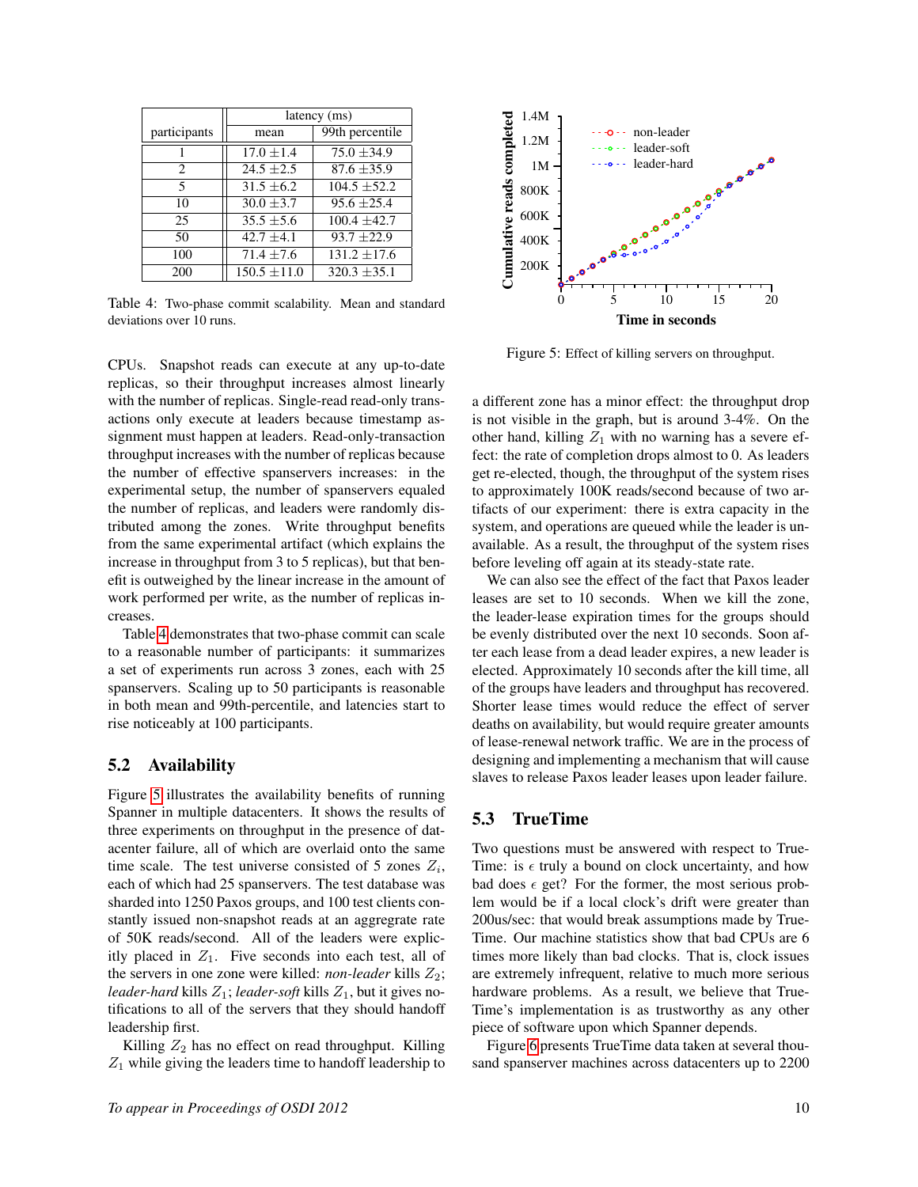| participants | latency (ms) | |
|---|---|---|
| | mean | 99th percentile |
| 1 | 17.0 ±1.4 | 75.0 ±34.9 |
| 2 | 24.5 ±2.5 | 87.6 ±35.9 |
| 5 | 31.5 ±6.2 | 104.5 ±52.2 |
| 10 | 30.0 ±3.7 | 95.6 ±25.4 |
| 25 | 35.5 ±5.6 | 100.4 ±42.7 |
| 50 | 42.7 ±4.1 | 93.7 ±22.9 |
| 100 | 71.4 ±7.6 | 131.2 ±17.6 |
| 200 | 150.5 ±11.0 | 320.3 ±35.1 |

Table 4: Two-phase commit scalability. Mean and standard deviations over 10 runs.

CPUs. Snapshot reads can execute at any up-to-date replicas, so their throughput increases almost linearly with the number of replicas. Single-read read-only transactions only execute at leaders because timestamp assignment must happen at leaders. Read-only-transaction throughput increases with the number of replicas because the number of effective spanservers increases: in the experimental setup, the number of spanservers equaled the number of replicas, and leaders were randomly distributed among the zones. Write throughput benefits from the same experimental artifact (which explains the increase in throughput from 3 to 5 replicas), but that benefit is outweighed by the linear increase in the amount of work performed per write, as the number of replicas increases.

Table 4 demonstrates that two-phase commit can scale to a reasonable number of participants: it summarizes a set of experiments run across 3 zones, each with 25 spanservers. Scaling up to 50 participants is reasonable in both mean and 99th-percentile, and latencies start to rise noticeably at 100 participants.

## 5.2 Availability

Figure 5 illustrates the availability benefits of running Spanner in multiple datacenters. It shows the results of three experiments on throughput in the presence of datacenter failure, all of which are overlaid onto the same time scale. The test universe consisted of 5 zones $Z_i$, each of which had 25 spanservers. The test database was sharded into 1250 Paxos groups, and 100 test clients constantly issued non-snapshot reads at an aggregrate rate of 50K reads/second. All of the leaders were explicitly placed in $Z_1$. Five seconds into each test, all of the servers in one zone were killed: *non-leader* kills $Z_2$; *leader-hard* kills $Z_1$; *leader-soft* kills $Z_1$, but it gives notifications to all of the servers that they should handoff leadership first.

Killing $Z_2$ has no effect on read throughput. Killing $Z_1$ while giving the leaders time to handoff leadership to a different zone has a minor effect: the throughput drop is not visible in the graph, but is around 3-4%. On the other hand, killing $Z_1$ with no warning has a severe effect: the rate of completion drops almost to 0. As leaders get re-elected, though, the throughput of the system rises to approximately 100K reads/second because of two artifacts of our experiment: there is extra capacity in the system, and operations are queued while the leader is unavailable. As a result, the throughput of the system rises before leveling off again at its steady-state rate.

Figure 5: Effect of killing servers on throughput.

We can also see the effect of the fact that Paxos leader leases are set to 10 seconds. When we kill the zone, the leader-lease expiration times for the groups should be evenly distributed over the next 10 seconds. Soon after each lease from a dead leader expires, a new leader is elected. Approximately 10 seconds after the kill time, all of the groups have leaders and throughput has recovered. Shorter lease times would reduce the effect of server deaths on availability, but would require greater amounts of lease-renewal network traffic. We are in the process of designing and implementing a mechanism that will cause slaves to release Paxos leader leases upon leader failure.

## 5.3 TrueTime

Two questions must be answered with respect to TrueTime: is $\epsilon$ truly a bound on clock uncertainty, and how bad does $\epsilon$ get? For the former, the most serious problem would be if a local clock's drift were greater than 200us/sec: that would break assumptions made by TrueTime. Our machine statistics show that bad CPUs are 6 times more likely than bad clocks. That is, clock issues are extremely infrequent, relative to much more serious hardware problems. As a result, we believe that TrueTime's implementation is as trustworthy as any other piece of software upon which Spanner depends.

Figure 6 presents TrueTime data taken at several thousand spanserver machines across datacenters up to 2200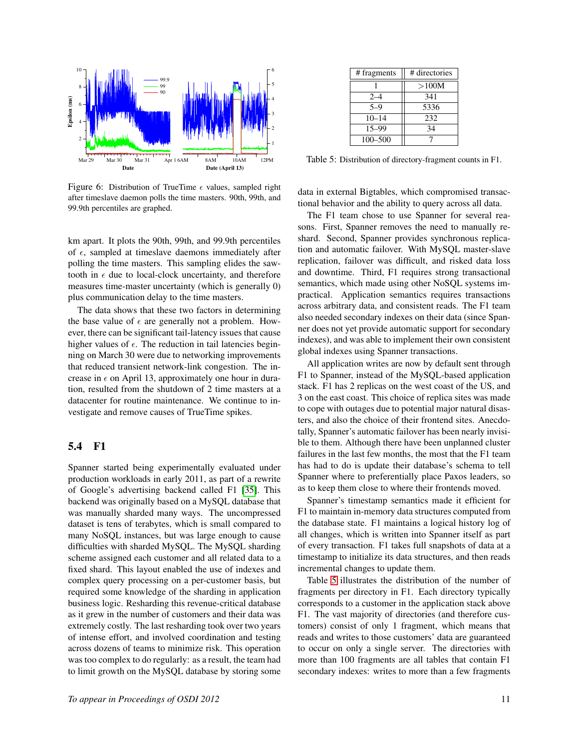Figure 6: Distribution of TrueTime $\epsilon$ values, sampled right after timeslave daemon polls the time masters. 90th, 99th, and 99.9th percentiles are graphed.

km apart. It plots the 90th, 99th, and 99.9th percentiles of $\epsilon$, sampled at timeslave daemons immediately after polling the time masters. This sampling elides the sawtooth in $\epsilon$ due to local-clock uncertainty, and therefore measures time-master uncertainty (which is generally 0) plus communication delay to the time masters.

The data shows that these two factors in determining the base value of $\epsilon$ are generally not a problem. However, there can be significant tail-latency issues that cause higher values of $\epsilon$. The reduction in tail latencies beginning on March 30 were due to networking improvements that reduced transient network-link congestion. The increase in $\epsilon$ on April 13, approximately one hour in duration, resulted from the shutdown of 2 time masters at a datacenter for routine maintenance. We continue to investigate and remove causes of TrueTime spikes.

## 5.4 F1

Spanner started being experimentally evaluated under production workloads in early 2011, as part of a rewrite of Google's advertising backend called F1 [35]. This backend was originally based on a MySQL database that was manually sharded many ways. The uncompressed dataset is tens of terabytes, which is small compared to many NoSQL instances, but was large enough to cause difficulties with sharded MySQL. The MySQL sharding scheme assigned each customer and all related data to a fixed shard. This layout enabled the use of indexes and complex query processing on a per-customer basis, but required some knowledge of the sharding in application business logic. Resharding this revenue-critical database as it grew in the number of customers and their data was extremely costly. The last resharding took over two years of intense effort, and involved coordination and testing across dozens of teams to minimize risk. This operation was too complex to do regularly: as a result, the team had to limit growth on the MySQL database by storing some data in external Bigtables, which compromised transactional behavior and the ability to query across all data.

| # fragments | # directories |
|---|---|
| 1 | >100M |
| 2–4 | 341 |
| 5–9 | 5336 |
| 10–14 | 232 |
| 15–99 | 34 |
| 100–500 | 7 |

Table 5: Distribution of directory-fragment counts in F1.

The F1 team chose to use Spanner for several reasons. First, Spanner removes the need to manually reshard. Second, Spanner provides synchronous replication and automatic failover. With MySQL master-slave replication, failover was difficult, and risked data loss and downtime. Third, F1 requires strong transactional semantics, which made using other NoSQL systems impractical. Application semantics requires transactions across arbitrary data, and consistent reads. The F1 team also needed secondary indexes on their data (since Spanner does not yet provide automatic support for secondary indexes), and was able to implement their own consistent global indexes using Spanner transactions.

All application writes are now by default sent through F1 to Spanner, instead of the MySQL-based application stack. F1 has 2 replicas on the west coast of the US, and 3 on the east coast. This choice of replica sites was made to cope with outages due to potential major natural disasters, and also the choice of their frontend sites. Anecdotally, Spanner's automatic failover has been nearly invisible to them. Although there have been unplanned cluster failures in the last few months, the most that the F1 team has had to do is update their database's schema to tell Spanner where to preferentially place Paxos leaders, so as to keep them close to where their frontends moved.

Spanner's timestamp semantics made it efficient for F1 to maintain in-memory data structures computed from the database state. F1 maintains a logical history log of all changes, which is written into Spanner itself as part of every transaction. F1 takes full snapshots of data at a timestamp to initialize its data structures, and then reads incremental changes to update them.

Table 5 illustrates the distribution of the number of fragments per directory in F1. Each directory typically corresponds to a customer in the application stack above F1. The vast majority of directories (and therefore customers) consist of only 1 fragment, which means that reads and writes to those customers' data are guaranteed to occur on only a single server. The directories with more than 100 fragments are all tables that contain F1 secondary indexes: writes to more than a few fragments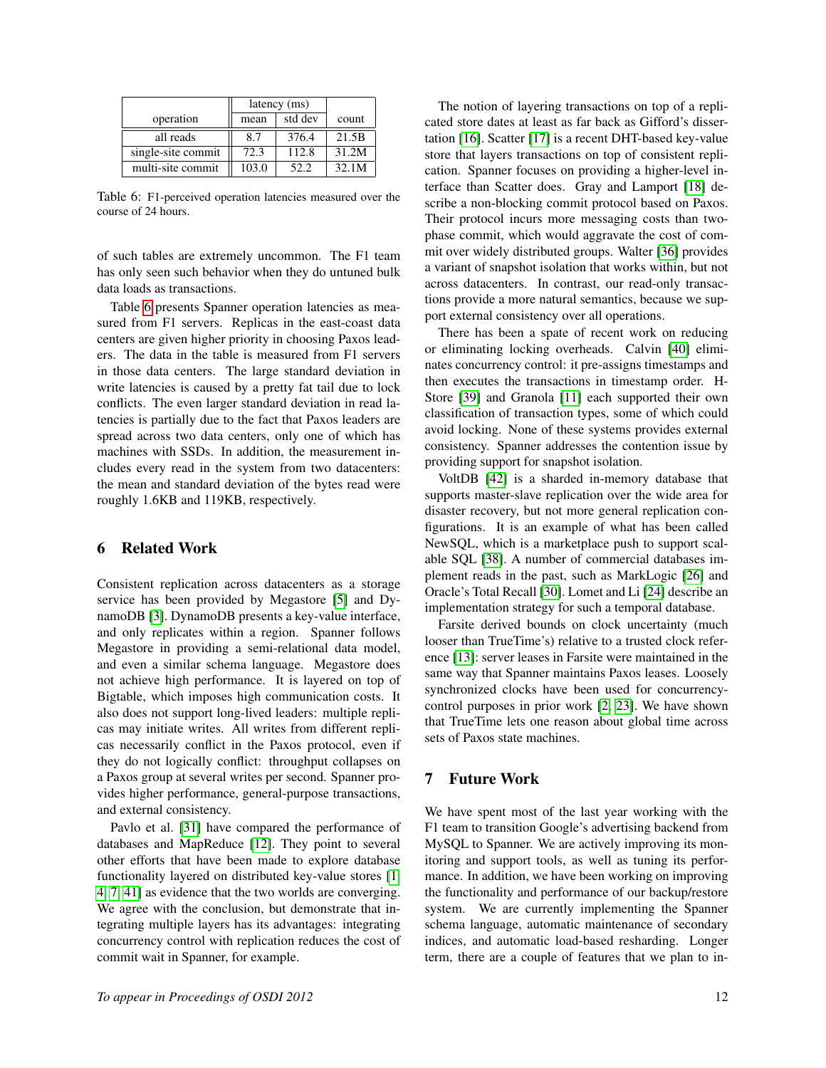| operation | latency (ms) | | count |
|---|---|---|---|
| | mean | std dev | |
| all reads | 8.7 | 376.4 | 21.5B |
| single-site commit | 72.3 | 112.8 | 31.2M |
| multi-site commit | 103.0 | 52.2 | 32.1M |

Table 6: F1-perceived operation latencies measured over the course of 24 hours.

of such tables are extremely uncommon. The F1 team has only seen such behavior when they do untuned bulk data loads as transactions.

Table 6 presents Spanner operation latencies as measured from F1 servers. Replicas in the east-coast data centers are given higher priority in choosing Paxos leaders. The data in the table is measured from F1 servers in those data centers. The large standard deviation in write latencies is caused by a pretty fat tail due to lock conflicts. The even larger standard deviation in read latencies is partially due to the fact that Paxos leaders are spread across two data centers, only one of which has machines with SSDs. In addition, the measurement includes every read in the system from two datacenters: the mean and standard deviation of the bytes read were roughly 1.6KB and 119KB, respectively.

## 6 Related Work

Consistent replication across datacenters as a storage service has been provided by Megastore [5] and DynamoDB [3]. DynamoDB presents a key-value interface, and only replicates within a region. Spanner follows Megastore in providing a semi-relational data model, and even a similar schema language. Megastore does not achieve high performance. It is layered on top of Bigtable, which imposes high communication costs. It also does not support long-lived leaders: multiple replicas may initiate writes. All writes from different replicas necessarily conflict in the Paxos protocol, even if they do not logically conflict: throughput collapses on a Paxos group at several writes per second. Spanner provides higher performance, general-purpose transactions, and external consistency.

Pavlo et al. [31] have compared the performance of databases and MapReduce [12]. They point to several other efforts that have been made to explore database functionality layered on distributed key-value stores [1, 4, 7, 41] as evidence that the two worlds are converging. We agree with the conclusion, but demonstrate that integrating multiple layers has its advantages: integrating concurrency control with replication reduces the cost of commit wait in Spanner, for example.

The notion of layering transactions on top of a replicated store dates at least as far back as Gifford's dissertation [16]. Scatter [17] is a recent DHT-based key-value store that layers transactions on top of consistent replication. Spanner focuses on providing a higher-level interface than Scatter does. Gray and Lamport [18] describe a non-blocking commit protocol based on Paxos. Their protocol incurs more messaging costs than two-phase commit, which would aggravate the cost of commit over widely distributed groups. Walter [36] provides a variant of snapshot isolation that works within, but not across datacenters. In contrast, our read-only transactions provide a more natural semantics, because we support external consistency over all operations.

There has been a spate of recent work on reducing or eliminating locking overheads. Calvin [40] eliminates concurrency control: it pre-assigns timestamps and then executes the transactions in timestamp order. H-Store [39] and Granola [11] each supported their own classification of transaction types, some of which could avoid locking. None of these systems provides external consistency. Spanner addresses the contention issue by providing support for snapshot isolation.

VoltDB [42] is a sharded in-memory database that supports master-slave replication over the wide area for disaster recovery, but not more general replication configurations. It is an example of what has been called NewSQL, which is a marketplace push to support scalable SQL [38]. A number of commercial databases implement reads in the past, such as MarkLogic [26] and Oracle's Total Recall [30]. Lomet and Li [24] describe an implementation strategy for such a temporal database.

Farsite derived bounds on clock uncertainty (much looser than TrueTime's) relative to a trusted clock reference [13]: server leases in Farsite were maintained in the same way that Spanner maintains Paxos leases. Loosely synchronized clocks have been used for concurrency-control purposes in prior work [2, 23]. We have shown that TrueTime lets one reason about global time across sets of Paxos state machines.

## 7 Future Work

We have spent most of the last year working with the F1 team to transition Google's advertising backend from MySQL to Spanner. We are actively improving its monitoring and support tools, as well as tuning its performance. In addition, we have been working on improving the functionality and performance of our backup/restore system. We are currently implementing the Spanner schema language, automatic maintenance of secondary indices, and automatic load-based resharding. Longer term, there are a couple of features that we plan to in-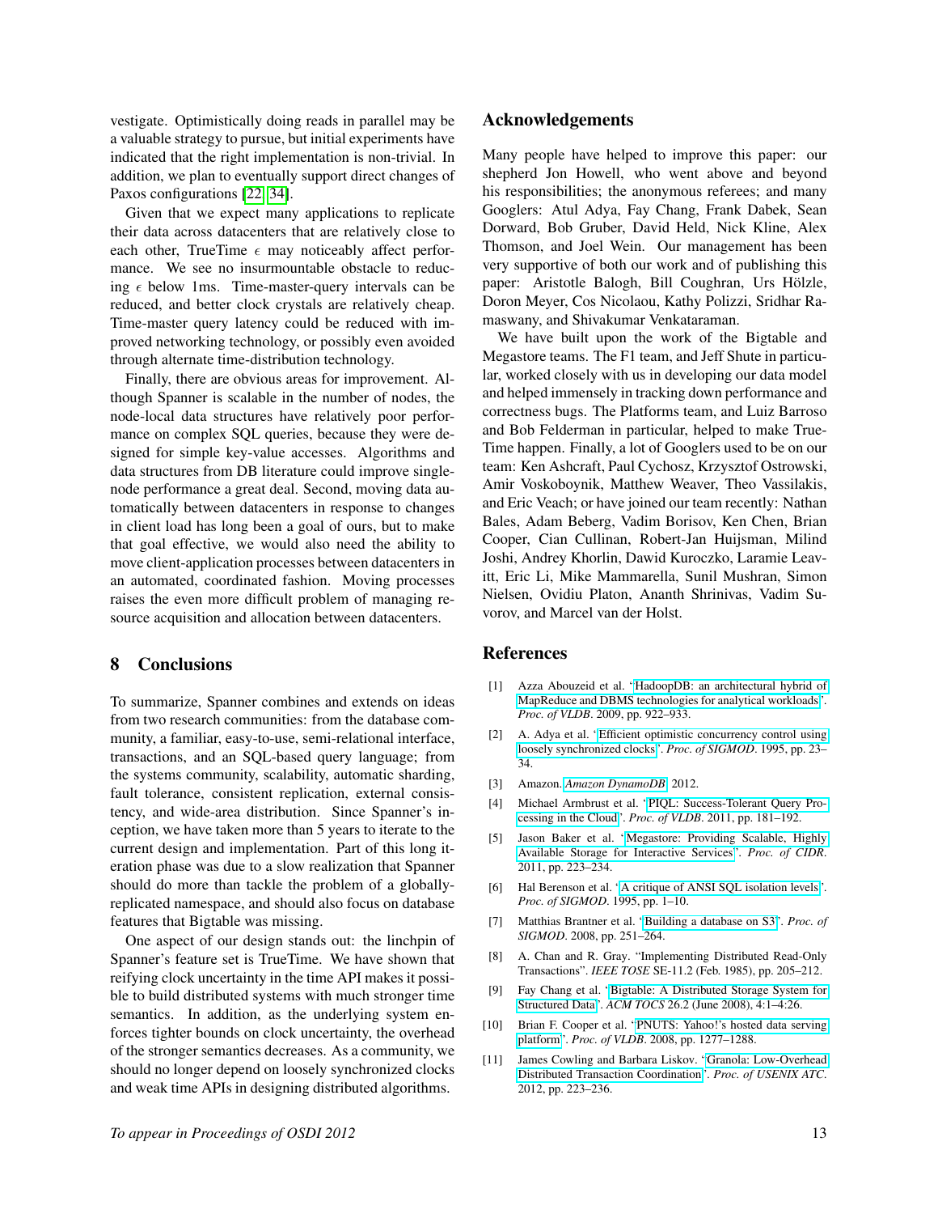vestigate. Optimistically doing reads in parallel may be a valuable strategy to pursue, but initial experiments have indicated that the right implementation is non-trivial. In addition, we plan to eventually support direct changes of Paxos configurations [22, 34].

Given that we expect many applications to replicate their data across datacenters that are relatively close to each other, TrueTime $\epsilon$ may noticeably affect performance. We see no insurmountable obstacle to reducing $\epsilon$ below 1ms. Time-master-query intervals can be reduced, and better clock crystals are relatively cheap. Time-master query latency could be reduced with improved networking technology, or possibly even avoided through alternate time-distribution technology.

Finally, there are obvious areas for improvement. Although Spanner is scalable in the number of nodes, the node-local data structures have relatively poor performance on complex SQL queries, because they were designed for simple key-value accesses. Algorithms and data structures from DB literature could improve single-node performance a great deal. Second, moving data automatically between datacenters in response to changes in client load has long been a goal of ours, but to make that goal effective, we would also need the ability to move client-application processes between datacenters in an automated, coordinated fashion. Moving processes raises the even more difficult problem of managing resource acquisition and allocation between datacenters.

## 8 Conclusions

To summarize, Spanner combines and extends on ideas from two research communities: from the database community, a familiar, easy-to-use, semi-relational interface, transactions, and an SQL-based query language; from the systems community, scalability, automatic sharding, fault tolerance, consistent replication, external consistency, and wide-area distribution. Since Spanner's inception, we have taken more than 5 years to iterate to the current design and implementation. Part of this long iteration phase was due to a slow realization that Spanner should do more than tackle the problem of a globally-replicated namespace, and should also focus on database features that Bigtable was missing.

One aspect of our design stands out: the linchpin of Spanner's feature set is TrueTime. We have shown that reifying clock uncertainty in the time API makes it possible to build distributed systems with much stronger time semantics. In addition, as the underlying system enforces tighter bounds on clock uncertainty, the overhead of the stronger semantics decreases. As a community, we should no longer depend on loosely synchronized clocks and weak time APIs in designing distributed algorithms.

## Acknowledgements

Many people have helped to improve this paper: our shepherd Jon Howell, who went above and beyond his responsibilities; the anonymous referees; and many Googlers: Atul Adya, Fay Chang, Frank Dabek, Sean Dorward, Bob Gruber, David Held, Nick Kline, Alex Thomson, and Joel Wein. Our management has been very supportive of both our work and of publishing this paper: Aristotle Balogh, Bill Coughran, Urs Hölzle, Doron Meyer, Cos Nicolaou, Kathy Polizzi, Sridhar Ramaswany, and Shivakumar Venkataraman.

We have built upon the work of the Bigtable and Megastore teams. The F1 team, and Jeff Shute in particular, worked closely with us in developing our data model and helped immensely in tracking down performance and correctness bugs. The Platforms team, and Luiz Barroso and Bob Felderman in particular, helped to make TrueTime happen. Finally, a lot of Googlers used to be on our team: Ken Ashcraft, Paul Cychosz, Krzysztof Ostrowski, Amir Voskoboynik, Matthew Weaver, Theo Vassilakis, and Eric Veach; or have joined our team recently: Nathan Bales, Adam Beberg, Vadim Borisov, Ken Chen, Brian Cooper, Cian Cullinan, Robert-Jan Huijsman, Milind Joshi, Andrey Khorlin, Dawid Kuroczko, Laramie Leavitt, Eric Li, Mike Mammarella, Sunil Mushran, Simon Nielsen, Ovidiu Platon, Ananth Shrinivas, Vadim Suvorov, and Marcel van der Holst.

## References

[1] Azza Abouzeid et al. "HadoopDB: an architectural hybrid of MapReduce and DBMS technologies for analytical workloads". *Proc. of VLDB*. 2009, pp. 922–933.

[2] A. Adya et al. "Efficient optimistic concurrency control using loosely synchronized clocks". *Proc. of SIGMOD*. 1995, pp. 23–34.

[3] Amazon. *Amazon DynamoDB*. 2012.

[4] Michael Armbrust et al. "PIQL: Success-Tolerant Query Processing in the Cloud". *Proc. of VLDB*. 2011, pp. 181–192.

[5] Jason Baker et al. "Megastore: Providing Scalable, Highly Available Storage for Interactive Services". *Proc. of CIDR*. 2011, pp. 223–234.

[6] Hal Berenson et al. "A critique of ANSI SQL isolation levels". *Proc. of SIGMOD*. 1995, pp. 1–10.

[7] Matthias Brantner et al. "Building a database on S3". *Proc. of SIGMOD*. 2008, pp. 251–264.

[8] A. Chan and R. Gray. "Implementing Distributed Read-Only Transactions". *IEEE TOSE* SE-11.2 (Feb. 1985), pp. 205–212.

[9] Fay Chang et al. "Bigtable: A Distributed Storage System for Structured Data". *ACM TOCS* 26.2 (June 2008), 4:1–4:26.

[10] Brian F. Cooper et al. "PNUTS: Yahoo!'s hosted data serving platform". *Proc. of VLDB*. 2008, pp. 1277–1288.

[11] James Cowling and Barbara Liskov. "Granola: Low-Overhead Distributed Transaction Coordination". *Proc. of USENIX ATC*. 2012, pp. 223–236.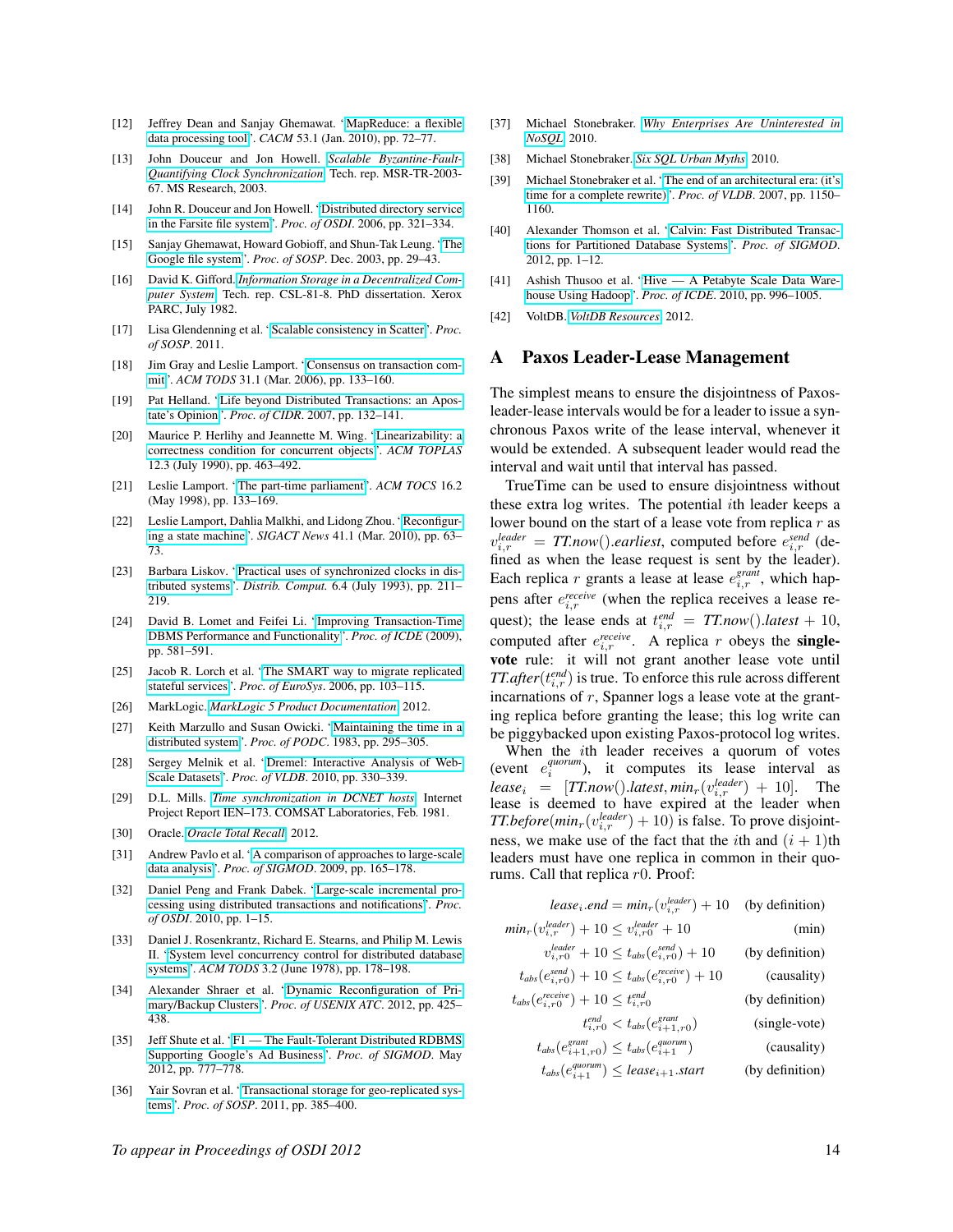[12] Jeffrey Dean and Sanjay Ghemawat. 'MapReduce: a flexible data processing tool'. *CACM* 53.1 (Jan. 2010), pp. 72–77.

[13] John Douceur and Jon Howell. *Scalable Byzantine-Fault-Quantifying Clock Synchronization*. Tech. rep. MSR-TR-2003-67. MS Research, 2003.

[14] John R. Douceur and Jon Howell. 'Distributed directory service in the Farsite file system'. *Proc. of OSDI*. 2006, pp. 321–334.

[15] Sanjay Ghemawat, Howard Gobioff, and Shun-Tak Leung. 'The Google file system'. *Proc. of SOSP*. Dec. 2003, pp. 29–43.

[16] David K. Gifford. *Information Storage in a Decentralized Computer System*. Tech. rep. CSL-81-8. PhD dissertation. Xerox PARC, July 1982.

[17] Lisa Glendenning et al. 'Scalable consistency in Scatter'. *Proc. of SOSP*. 2011.

[18] Jim Gray and Leslie Lamport. 'Consensus on transaction commit'. *ACM TODS* 31.1 (Mar. 2006), pp. 133–160.

[19] Pat Helland. 'Life beyond Distributed Transactions: an Apostate's Opinion'. *Proc. of CIDR*. 2007, pp. 132–141.

[20] Maurice P. Herlihy and Jeannette M. Wing. 'Linearizability: a correctness condition for concurrent objects'. *ACM TOPLAS* 12.3 (July 1990), pp. 463–492.

[21] Leslie Lamport. 'The part-time parliament'. *ACM TOCS* 16.2 (May 1998), pp. 133–169.

[22] Leslie Lamport, Dahlia Malkhi, and Lidong Zhou. 'Reconfiguring a state machine'. *SIGACT News* 41.1 (Mar. 2010), pp. 63–73.

[23] Barbara Liskov. 'Practical uses of synchronized clocks in distributed systems'. *Distrib. Comput.* 6.4 (July 1993), pp. 211–219.

[24] David B. Lomet and Feifei Li. 'Improving Transaction-Time DBMS Performance and Functionality'. *Proc. of ICDE* (2009), pp. 581–591.

[25] Jacob R. Lorch et al. 'The SMART way to migrate replicated stateful services'. *Proc. of EuroSys*. 2006, pp. 103–115.

[26] MarkLogic. *MarkLogic 5 Product Documentation*. 2012.

[27] Keith Marzullo and Susan Owicki. 'Maintaining the time in a distributed system'. *Proc. of PODC*. 1983, pp. 295–305.

[28] Sergey Melnik et al. 'Dremel: Interactive Analysis of Web-Scale Datasets'. *Proc. of VLDB*. 2010, pp. 330–339.

[29] D.L. Mills. *Time synchronization in DCNET hosts*. Internet Project Report IEN–173. COMSAT Laboratories, Feb. 1981.

[30] Oracle. *Oracle Total Recall*. 2012.

[31] Andrew Pavlo et al. 'A comparison of approaches to large-scale data analysis'. *Proc. of SIGMOD*. 2009, pp. 165–178.

[32] Daniel Peng and Frank Dabek. 'Large-scale incremental processing using distributed transactions and notifications'. *Proc. of OSDI*. 2010, pp. 1–15.

[33] Daniel J. Rosenkrantz, Richard E. Stearns, and Philip M. Lewis II. 'System level concurrency control for distributed database systems'. *ACM TODS* 3.2 (June 1978), pp. 178–198.

[34] Alexander Shraer et al. 'Dynamic Reconfiguration of Primary/Backup Clusters'. *Proc. of USENIX ATC*. 2012, pp. 425–438.

[35] Jeff Shute et al. 'F1 — The Fault-Tolerant Distributed RDBMS Supporting Google's Ad Business'. *Proc. of SIGMOD*. May 2012, pp. 777–778.

[36] Yair Sovran et al. 'Transactional storage for geo-replicated systems'. *Proc. of SOSP*. 2011, pp. 385–400.

[37] Michael Stonebraker. *Why Enterprises Are Uninterested in NoSQL*. 2010.

[38] Michael Stonebraker. *Six SQL Urban Myths*. 2010.

[39] Michael Stonebraker et al. 'The end of an architectural era: (it's time for a complete rewrite)'. *Proc. of VLDB*. 2007, pp. 1150–1160.

[40] Alexander Thomson et al. 'Calvin: Fast Distributed Transactions for Partitioned Database Systems'. *Proc. of SIGMOD*. 2012, pp. 1–12.

[41] Ashish Thusoo et al. 'Hive — A Petabyte Scale Data Warehouse Using Hadoop'. *Proc. of ICDE*. 2010, pp. 996–1005.

[42] VoltDB. *VoltDB Resources*. 2012.

# A Paxos Leader-Lease Management

The simplest means to ensure the disjointness of Paxos-leader-lease intervals would be for a leader to issue a synchronous Paxos write of the lease interval, whenever it would be extended. A subsequent leader would read the interval and wait until that interval has passed.

TrueTime can be used to ensure disjointness without these extra log writes. The potential $i$th leader keeps a lower bound on the start of a lease vote from replica $r$ as $v_{i,r}^{leader} = \mathit{TT.now}().\mathit{earliest}$, computed before $e_{i,r}^{send}$ (defined as when the lease request is sent by the leader). Each replica $r$ grants a lease at lease $e_{i,r}^{grant}$, which happens after $e_{i,r}^{receive}$ (when the replica receives a lease request); the lease ends at $t_{i,r}^{end} = \mathit{TT.now}().\mathit{latest} + 10$, computed after $e_{i,r}^{receive}$. A replica $r$ obeys the **single-vote** rule: it will not grant another lease vote until $\mathit{TT.after}(t_{i,r}^{end})$ is true. To enforce this rule across different incarnations of $r$, Spanner logs a lease vote at the granting replica before granting the lease; this log write can be piggybacked upon existing Paxos-protocol log writes.

When the $i$th leader receives a quorum of votes (event $e_i^{quorum}$), it computes its lease interval as $\mathit{lease}_i = [\mathit{TT.now}().\mathit{latest}, \mathit{min}_r(v_{i,r}^{leader}) + 10]$. The lease is deemed to have expired at the leader when $\mathit{TT.before}(\mathit{min}_r(v_{i,r}^{leader}) + 10)$ is false. To prove disjointness, we make use of the fact that the $i$th and $(i+1)$th leaders must have one replica in common in their quorums. Call that replica $r0$. Proof:

$$
\begin{aligned}
\mathit{lease}_i.\mathit{end} &= \mathit{min}_r(v_{i,r}^{leader}) + 10 && \text{(by definition)}\\
\mathit{min}_r(v_{i,r}^{leader}) + 10 &\le v_{i,r0}^{leader} + 10 && \text{(min)}\\
v_{i,r0}^{leader} + 10 &\le t_{abs}(e_{i,r0}^{send}) + 10 && \text{(by definition)}\\
t_{abs}(e_{i,r0}^{send}) + 10 &\le t_{abs}(e_{i,r0}^{receive}) + 10 && \text{(causality)}\\
t_{abs}(e_{i,r0}^{receive}) + 10 &\le t_{i,r0}^{end} && \text{(by definition)}\\
t_{i,r0}^{end} &< t_{abs}(e_{i+1,r0}^{grant}) && \text{(single-vote)}\\
t_{abs}(e_{i+1,r0}^{grant}) &\le t_{abs}(e_{i+1}^{quorum}) && \text{(causality)}\\
t_{abs}(e_{i+1}^{quorum}) &\le \mathit{lease}_{i+1}.\mathit{start} && \text{(by definition)}
\end{aligned}
$$